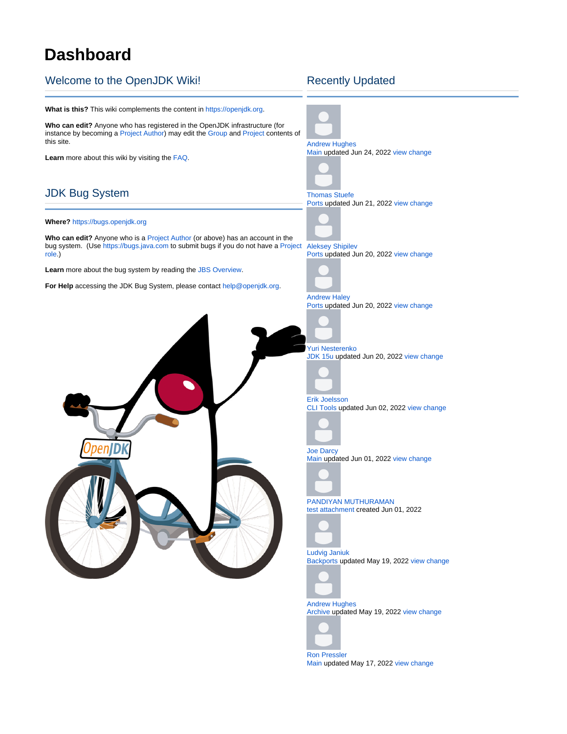# Dashboard

## Welcome to the OpenJDK Wiki!

**What is this?** This wiki complements the content in https://openjdk.org.

**Who can edit?** Anyone who has registered in the OpenJDK infrastructure (for instance by becoming a Project Author) may edit the Group and Project contents of this site.

**Learn** more about this wiki by visiting the FAQ.

## JDK Bug System

**Where?** https://bugs.openjdk.org

**Who can edit?** Anyone who is a Project Author (or above) has an account in the bug system. (Use https://bugs.java.com to submit bugs if you do not have a Project role.)

**Learn** more about the bug system by reading the JBS Overview.

**For Help** accessing the JDK Bug System, please contact help@openjdk.org.

## Recently Updated

Andrew Hughes
Main updated Jun 24, 2022 view change

Thomas Stuefe
Ports updated Jun 21, 2022 view change

Aleksey Shipilev
Ports updated Jun 20, 2022 view change

Andrew Haley
Ports updated Jun 20, 2022 view change

Yuri Nesterenko
JDK 15u updated Jun 20, 2022 view change

Erik Joelsson
CLI Tools updated Jun 02, 2022 view change

Joe Darcy
Main updated Jun 01, 2022 view change

PANDIYAN MUTHURAMAN
test attachment created Jun 01, 2022

Ludvig Janiuk
Backports updated May 19, 2022 view change

Andrew Hughes
Archive updated May 19, 2022 view change

Ron Pressler
Main updated May 17, 2022 view change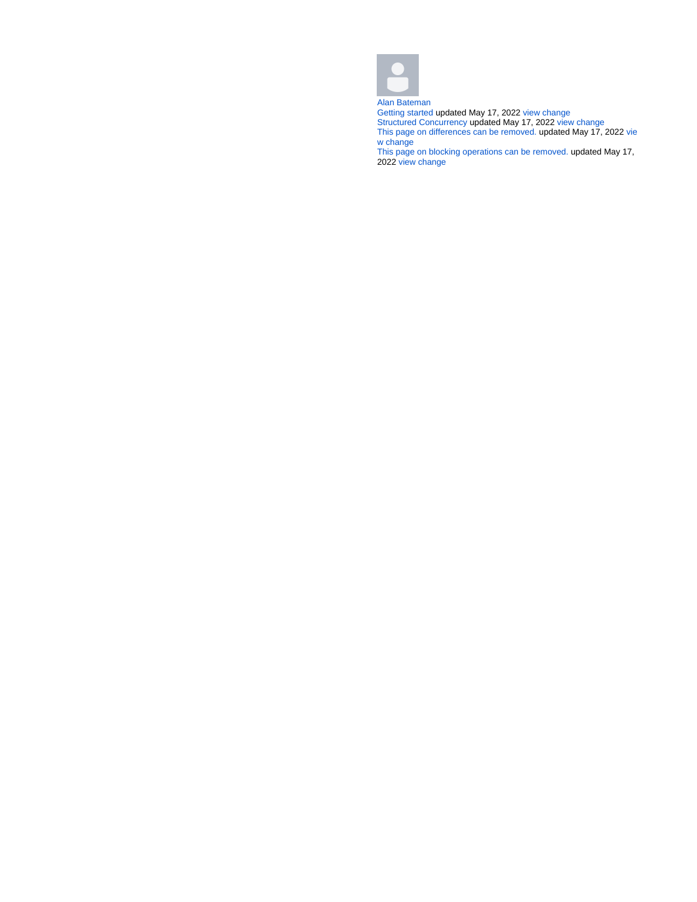Alan Bateman

Getting started updated May 17, 2022 view change

Structured Concurrency updated May 17, 2022 view change

This page on differences can be removed. updated May 17, 2022 view change

This page on blocking operations can be removed. updated May 17, 2022 view change